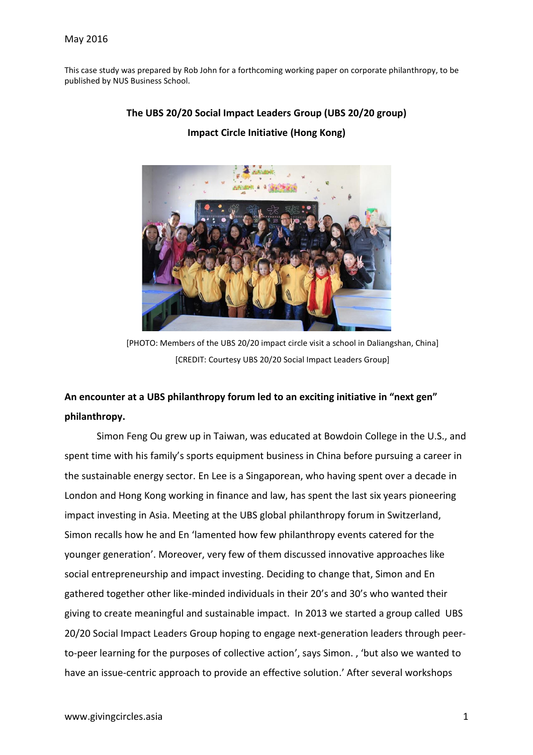May 2016

This case study was prepared by Rob John for a forthcoming working paper on corporate philanthropy, to be published by NUS Business School.

**The UBS 20/20 Social Impact Leaders Group (UBS 20/20 group)**

**Impact Circle Initiative (Hong Kong)**

[PHOTO: Members of the UBS 20/20 impact circle visit a school in Daliangshan, China]

[CREDIT: Courtesy UBS 20/20 Social Impact Leaders Group]

**An encounter at a UBS philanthropy forum led to an exciting initiative in "next gen" philanthropy.**

Simon Feng Ou grew up in Taiwan, was educated at Bowdoin College in the U.S., and spent time with his family's sports equipment business in China before pursuing a career in the sustainable energy sector. En Lee is a Singaporean, who having spent over a decade in London and Hong Kong working in finance and law, has spent the last six years pioneering impact investing in Asia. Meeting at the UBS global philanthropy forum in Switzerland, Simon recalls how he and En 'lamented how few philanthropy events catered for the younger generation'. Moreover, very few of them discussed innovative approaches like social entrepreneurship and impact investing. Deciding to change that, Simon and En gathered together other like-minded individuals in their 20's and 30's who wanted their giving to create meaningful and sustainable impact. In 2013 we started a group called UBS 20/20 Social Impact Leaders Group hoping to engage next-generation leaders through peer-to-peer learning for the purposes of collective action', says Simon. , 'but also we wanted to have an issue-centric approach to provide an effective solution.' After several workshops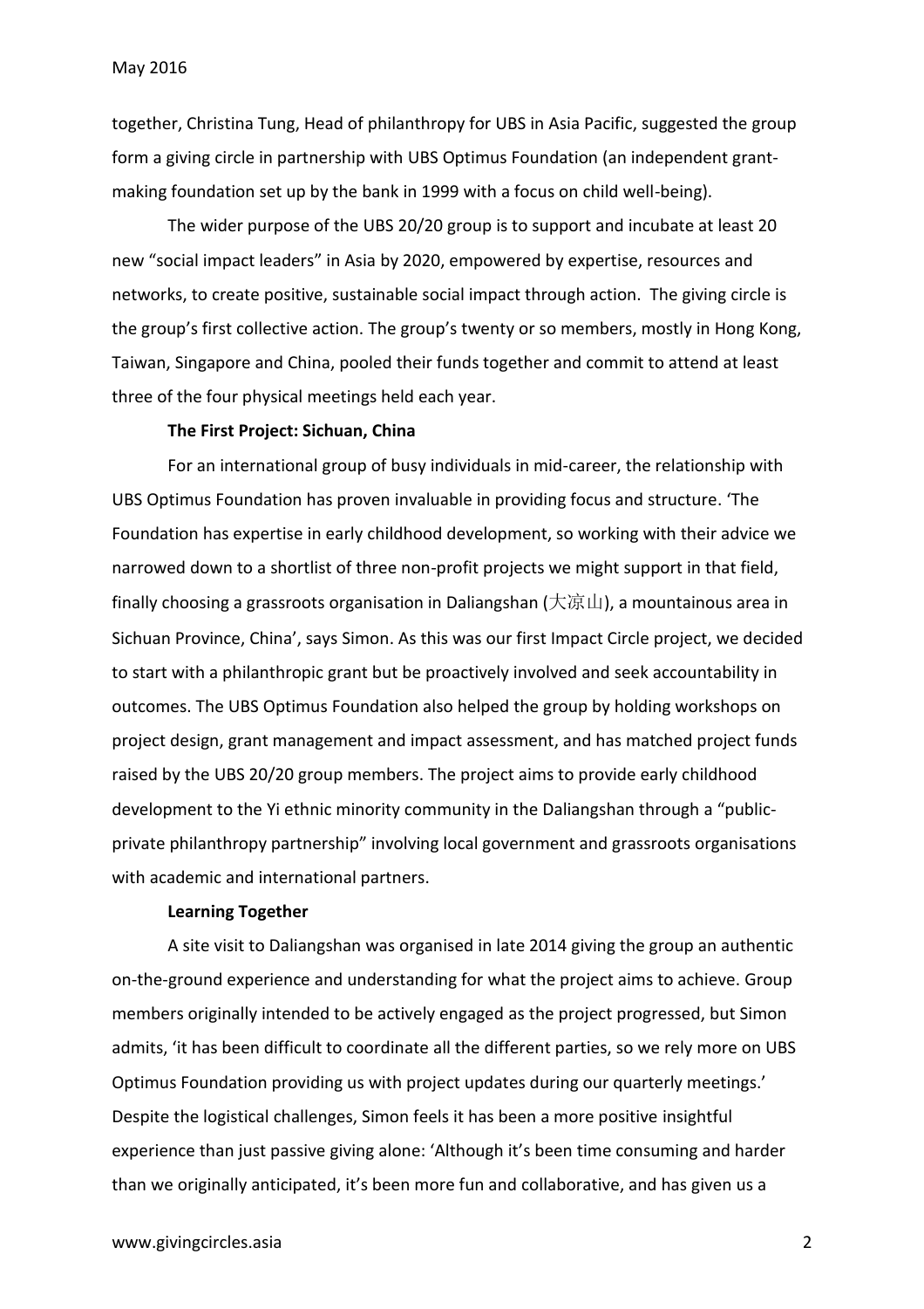together, Christina Tung, Head of philanthropy for UBS in Asia Pacific, suggested the group form a giving circle in partnership with UBS Optimus Foundation (an independent grant-making foundation set up by the bank in 1999 with a focus on child well-being).

The wider purpose of the UBS 20/20 group is to support and incubate at least 20 new "social impact leaders" in Asia by 2020, empowered by expertise, resources and networks, to create positive, sustainable social impact through action. The giving circle is the group's first collective action. The group's twenty or so members, mostly in Hong Kong, Taiwan, Singapore and China, pooled their funds together and commit to attend at least three of the four physical meetings held each year.

**The First Project: Sichuan, China**

For an international group of busy individuals in mid-career, the relationship with UBS Optimus Foundation has proven invaluable in providing focus and structure. 'The Foundation has expertise in early childhood development, so working with their advice we narrowed down to a shortlist of three non-profit projects we might support in that field, finally choosing a grassroots organisation in Daliangshan (大凉山), a mountainous area in Sichuan Province, China', says Simon. As this was our first Impact Circle project, we decided to start with a philanthropic grant but be proactively involved and seek accountability in outcomes. The UBS Optimus Foundation also helped the group by holding workshops on project design, grant management and impact assessment, and has matched project funds raised by the UBS 20/20 group members. The project aims to provide early childhood development to the Yi ethnic minority community in the Daliangshan through a "public-private philanthropy partnership" involving local government and grassroots organisations with academic and international partners.

**Learning Together**

A site visit to Daliangshan was organised in late 2014 giving the group an authentic on-the-ground experience and understanding for what the project aims to achieve. Group members originally intended to be actively engaged as the project progressed, but Simon admits, 'it has been difficult to coordinate all the different parties, so we rely more on UBS Optimus Foundation providing us with project updates during our quarterly meetings.' Despite the logistical challenges, Simon feels it has been a more positive insightful experience than just passive giving alone: 'Although it's been time consuming and harder than we originally anticipated, it's been more fun and collaborative, and has given us a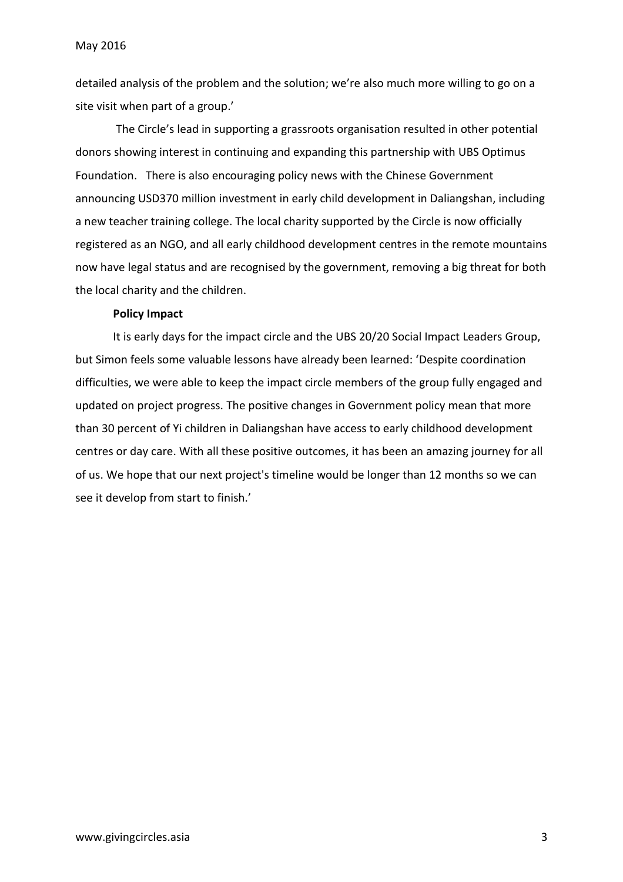detailed analysis of the problem and the solution; we're also much more willing to go on a site visit when part of a group.'

The Circle's lead in supporting a grassroots organisation resulted in other potential donors showing interest in continuing and expanding this partnership with UBS Optimus Foundation. There is also encouraging policy news with the Chinese Government announcing USD370 million investment in early child development in Daliangshan, including a new teacher training college. The local charity supported by the Circle is now officially registered as an NGO, and all early childhood development centres in the remote mountains now have legal status and are recognised by the government, removing a big threat for both the local charity and the children.

**Policy Impact**

It is early days for the impact circle and the UBS 20/20 Social Impact Leaders Group, but Simon feels some valuable lessons have already been learned: 'Despite coordination difficulties, we were able to keep the impact circle members of the group fully engaged and updated on project progress. The positive changes in Government policy mean that more than 30 percent of Yi children in Daliangshan have access to early childhood development centres or day care. With all these positive outcomes, it has been an amazing journey for all of us. We hope that our next project's timeline would be longer than 12 months so we can see it develop from start to finish.'